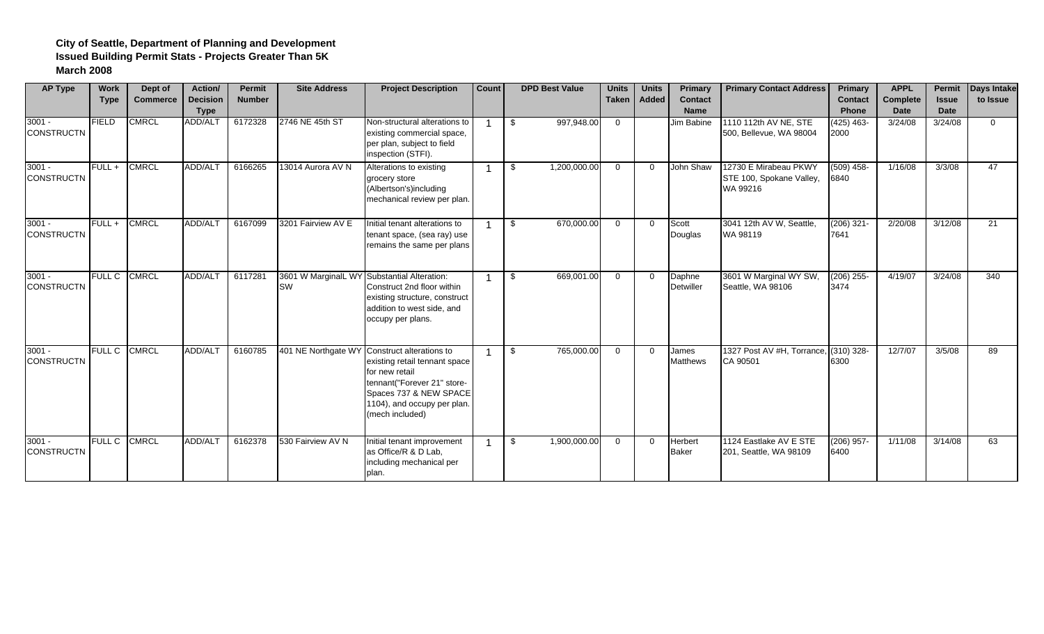**City of Seattle, Department of Planning and Development**
**Issued Building Permit Stats - Projects Greater Than 5K**
**March 2008**

| AP Type | Work Type | Dept of Commerce | Action/ Decision Type | Permit Number | Site Address | Project Description | Count | DPD Best Value | Units Taken | Units Added | Primary Contact Name | Primary Contact Address | Primary Contact Phone | APPL Complete Date | Permit Issue Date | Days Intake to Issue |
|---|---|---|---|---|---|---|---|---|---|---|---|---|---|---|---|---|
| 3001 - CONSTRUCTN | FIELD | CMRCL | ADD/ALT | 6172328 | 2746 NE 45th ST | Non-structural alterations to existing commercial space, per plan, subject to field inspection (STFI). | 1 | $ 997,948.00 | 0 | | Jim Babine | 1110 112th AV NE, STE 500, Bellevue, WA 98004 | (425) 463-2000 | 3/24/08 | 3/24/08 | 0 |
| 3001 - CONSTRUCTN | FULL + | CMRCL | ADD/ALT | 6166265 | 13014 Aurora AV N | Alterations to existing grocery store (Albertson's)including mechanical review per plan. | 1 | $ 1,200,000.00 | 0 | 0 | John Shaw | 12730 E Mirabeau PKWY STE 100, Spokane Valley, WA 99216 | (509) 458-6840 | 1/16/08 | 3/3/08 | 47 |
| 3001 - CONSTRUCTN | FULL + | CMRCL | ADD/ALT | 6167099 | 3201 Fairview AV E | Initial tenant alterations to tenant space, (sea ray) use remains the same per plans | 1 | $ 670,000.00 | 0 | 0 | Scott Douglas | 3041 12th AV W, Seattle, WA 98119 | (206) 321-7641 | 2/20/08 | 3/12/08 | 21 |
| 3001 - CONSTRUCTN | FULL C | CMRCL | ADD/ALT | 6117281 | 3601 W MarginalL WY SW | Substantial Alteration: Construct 2nd floor within existing structure, construct addition to west side, and occupy per plans. | 1 | $ 669,001.00 | 0 | 0 | Daphne Detwiller | 3601 W Marginal WY SW, Seattle, WA 98106 | (206) 255-3474 | 4/19/07 | 3/24/08 | 340 |
| 3001 - CONSTRUCTN | FULL C | CMRCL | ADD/ALT | 6160785 | 401 NE Northgate WY | Construct alterations to existing retail tennant space for new retail tennant("Forever 21" store-Spaces 737 & NEW SPACE 1104), and occupy per plan. (mech included) | 1 | $ 765,000.00 | 0 | 0 | James Matthews | 1327 Post AV #H, Torrance, CA 90501 | (310) 328-6300 | 12/7/07 | 3/5/08 | 89 |
| 3001 - CONSTRUCTN | FULL C | CMRCL | ADD/ALT | 6162378 | 530 Fairview AV N | Initial tenant improvement as Office/R & D Lab, including mechanical per plan. | 1 | $ 1,900,000.00 | 0 | 0 | Herbert Baker | 1124 Eastlake AV E STE 201, Seattle, WA 98109 | (206) 957-6400 | 1/11/08 | 3/14/08 | 63 |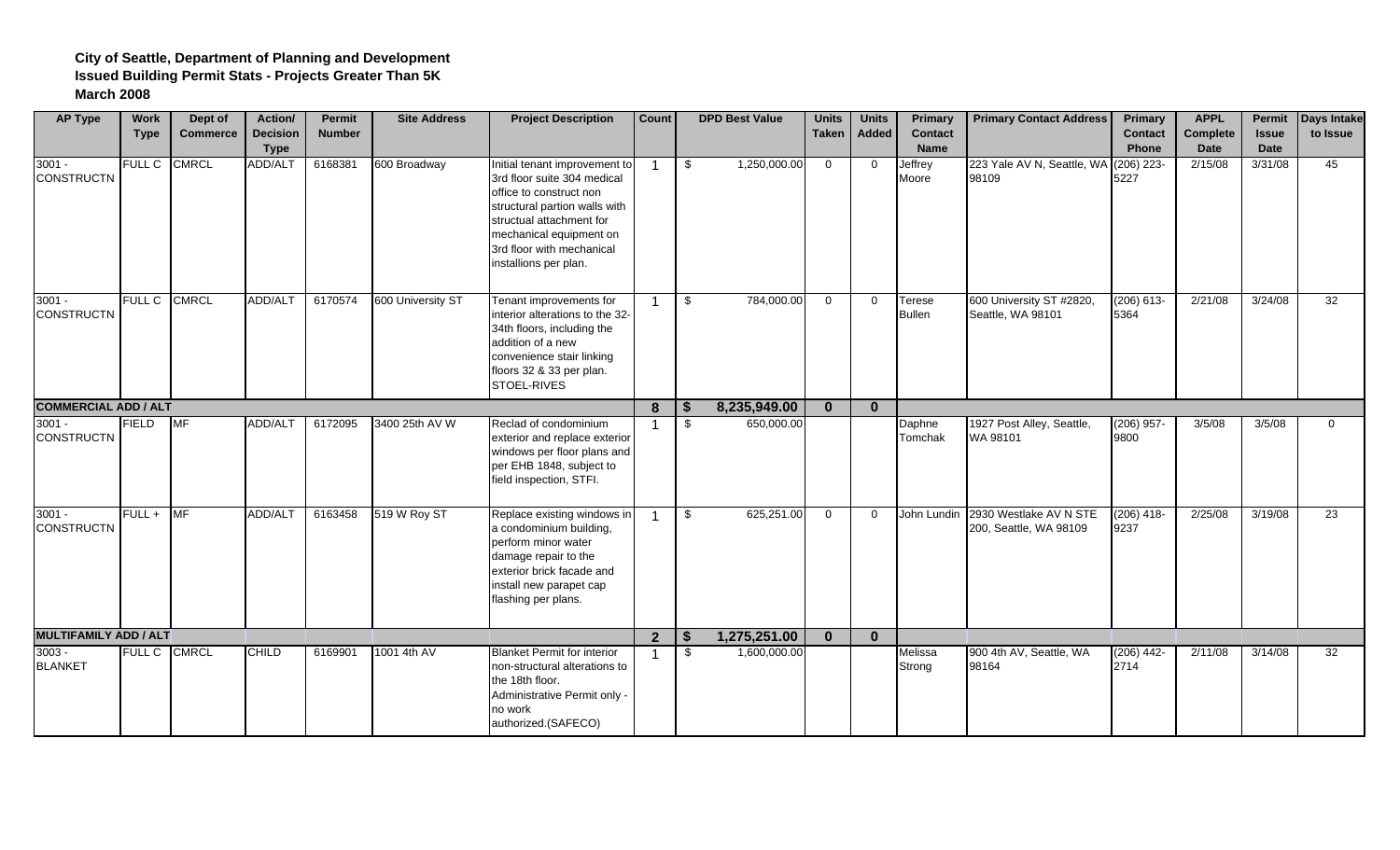**City of Seattle, Department of Planning and Development**
**Issued Building Permit Stats - Projects Greater Than 5K**
**March 2008**

| AP Type | Work Type | Dept of Commerce | Action/ Decision Type | Permit Number | Site Address | Project Description | Count | DPD Best Value | Units Taken | Units Added | Primary Contact Name | Primary Contact Address | Primary Contact Phone | APPL Complete Date | Permit Issue Date | Days Intake to Issue |
|---|---|---|---|---|---|---|---|---|---|---|---|---|---|---|---|---|
| 3001 - CONSTRUCTN | FULL C | CMRCL | ADD/ALT | 6168381 | 600 Broadway | Initial tenant improvement to 3rd floor suite 304 medical office to construct non structural partion walls with structual attachment for mechanical equipment on 3rd floor with mechanical installions per plan. | 1 | $ 1,250,000.00 | 0 | 0 | Jeffrey Moore | 223 Yale AV N, Seattle, WA 98109 | (206) 223-5227 | 2/15/08 | 3/31/08 | 45 |
| 3001 - CONSTRUCTN | FULL C | CMRCL | ADD/ALT | 6170574 | 600 University ST | Tenant improvements for interior alterations to the 32-34th floors, including the addition of a new convenience stair linking floors 32 & 33 per plan. STOEL-RIVES | 1 | $ 784,000.00 | 0 | 0 | Terese Bullen | 600 University ST #2820, Seattle, WA 98101 | (206) 613-5364 | 2/21/08 | 3/24/08 | 32 |
| **COMMERCIAL ADD / ALT** | | | | | | | **8** | **$ 8,235,949.00** | **0** | **0** | | | | | | |
| 3001 - CONSTRUCTN | FIELD | MF | ADD/ALT | 6172095 | 3400 25th AV W | Reclad of condominium exterior and replace exterior windows per floor plans and per EHB 1848, subject to field inspection, STFI. | 1 | $ 650,000.00 | | | Daphne Tomchak | 1927 Post Alley, Seattle, WA 98101 | (206) 957-9800 | 3/5/08 | 3/5/08 | 0 |
| 3001 - CONSTRUCTN | FULL + | MF | ADD/ALT | 6163458 | 519 W Roy ST | Replace existing windows in a condominium building, perform minor water damage repair to the exterior brick facade and install new parapet cap flashing per plans. | 1 | $ 625,251.00 | 0 | 0 | John Lundin | 2930 Westlake AV N STE 200, Seattle, WA 98109 | (206) 418-9237 | 2/25/08 | 3/19/08 | 23 |
| **MULTIFAMILY ADD / ALT** | | | | | | | **2** | **$ 1,275,251.00** | **0** | **0** | | | | | | |
| 3003 - BLANKET | FULL C | CMRCL | CHILD | 6169901 | 1001 4th AV | Blanket Permit for interior non-structural alterations to the 18th floor. Administrative Permit only - no work authorized.(SAFECO) | 1 | $ 1,600,000.00 | | | Melissa Strong | 900 4th AV, Seattle, WA 98164 | (206) 442-2714 | 2/11/08 | 3/14/08 | 32 |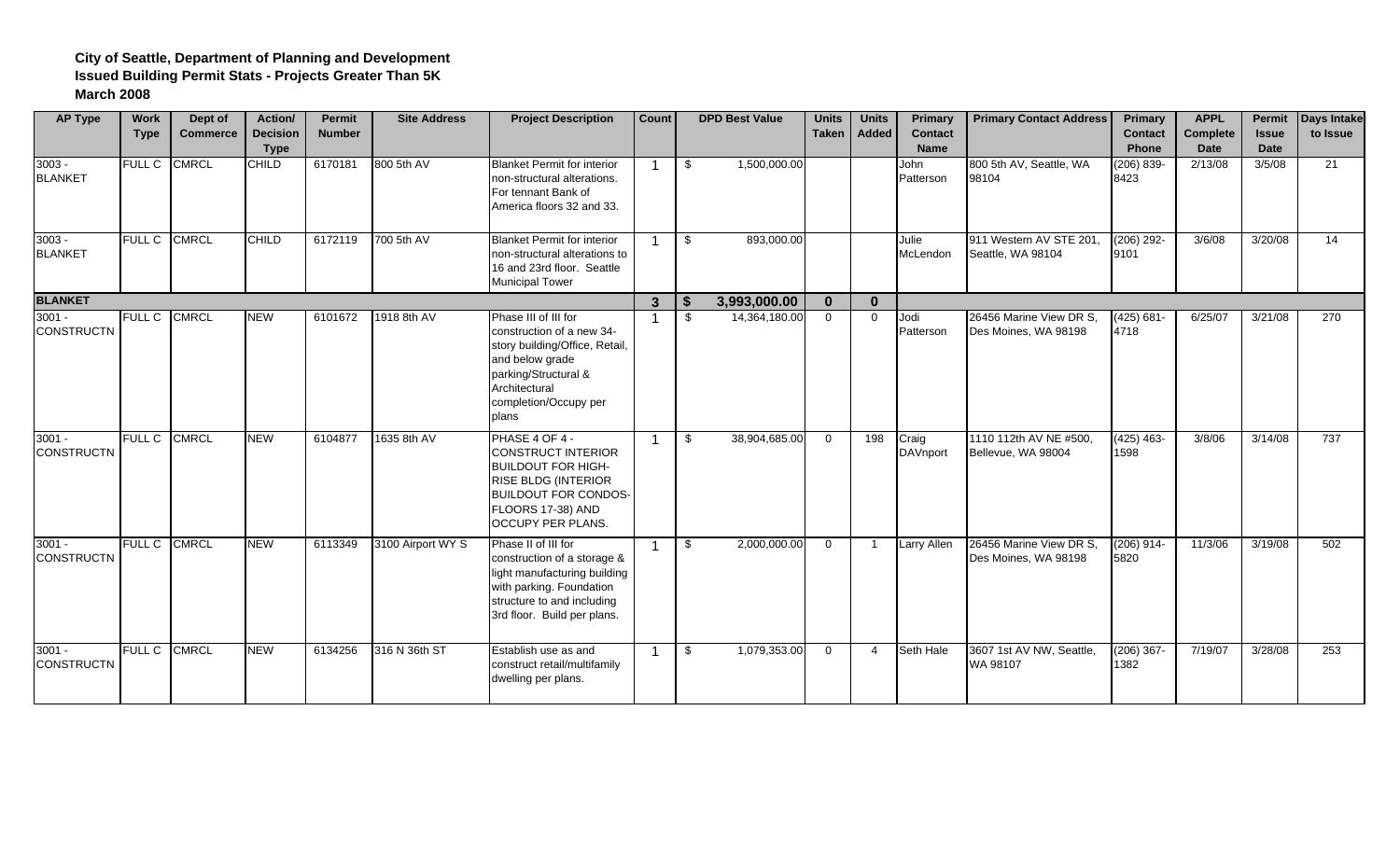**City of Seattle, Department of Planning and Development**
**Issued Building Permit Stats - Projects Greater Than 5K**
**March 2008**

| AP Type | Work Type | Dept of Commerce | Action/ Decision Type | Permit Number | Site Address | Project Description | Count | DPD Best Value | Units Taken | Units Added | Primary Contact Name | Primary Contact Address | Primary Contact Phone | APPL Complete Date | Permit Issue Date | Days Intake to Issue |
|---|---|---|---|---|---|---|---|---|---|---|---|---|---|---|---|---|
| 3003 - BLANKET | FULL C | CMRCL | CHILD | 6170181 | 800 5th AV | Blanket Permit for interior non-structural alterations. For tennant Bank of America floors 32 and 33. | 1 | $ 1,500,000.00 | | | John Patterson | 800 5th AV, Seattle, WA 98104 | (206) 839-8423 | 2/13/08 | 3/5/08 | 21 |
| 3003 - BLANKET | FULL C | CMRCL | CHILD | 6172119 | 700 5th AV | Blanket Permit for interior non-structural alterations to 16 and 23rd floor. Seattle Municipal Tower | 1 | $ 893,000.00 | | | Julie McLendon | 911 Western AV STE 201, Seattle, WA 98104 | (206) 292-9101 | 3/6/08 | 3/20/08 | 14 |
| **BLANKET** | | | | | | | **3** | **$ 3,993,000.00** | **0** | **0** | | | | | | |
| 3001 - CONSTRUCTN | FULL C | CMRCL | NEW | 6101672 | 1918 8th AV | Phase III of III for construction of a new 34-story building/Office, Retail, and below grade parking/Structural & Architectural completion/Occupy per plans | 1 | $ 14,364,180.00 | 0 | 0 | Jodi Patterson | 26456 Marine View DR S, Des Moines, WA 98198 | (425) 681-4718 | 6/25/07 | 3/21/08 | 270 |
| 3001 - CONSTRUCTN | FULL C | CMRCL | NEW | 6104877 | 1635 8th AV | PHASE 4 OF 4 - CONSTRUCT INTERIOR BUILDOUT FOR HIGH-RISE BLDG (INTERIOR BUILDOUT FOR CONDOS-FLOORS 17-38) AND OCCUPY PER PLANS. | 1 | $ 38,904,685.00 | 0 | 198 | Craig DAVnport | 1110 112th AV NE #500, Bellevue, WA 98004 | (425) 463-1598 | 3/8/06 | 3/14/08 | 737 |
| 3001 - CONSTRUCTN | FULL C | CMRCL | NEW | 6113349 | 3100 Airport WY S | Phase II of III for construction of a storage & light manufacturing building with parking. Foundation structure to and including 3rd floor. Build per plans. | 1 | $ 2,000,000.00 | 0 | 1 | Larry Allen | 26456 Marine View DR S, Des Moines, WA 98198 | (206) 914-5820 | 11/3/06 | 3/19/08 | 502 |
| 3001 - CONSTRUCTN | FULL C | CMRCL | NEW | 6134256 | 316 N 36th ST | Establish use as and construct retail/multifamily dwelling per plans. | 1 | $ 1,079,353.00 | 0 | 4 | Seth Hale | 3607 1st AV NW, Seattle, WA 98107 | (206) 367-1382 | 7/19/07 | 3/28/08 | 253 |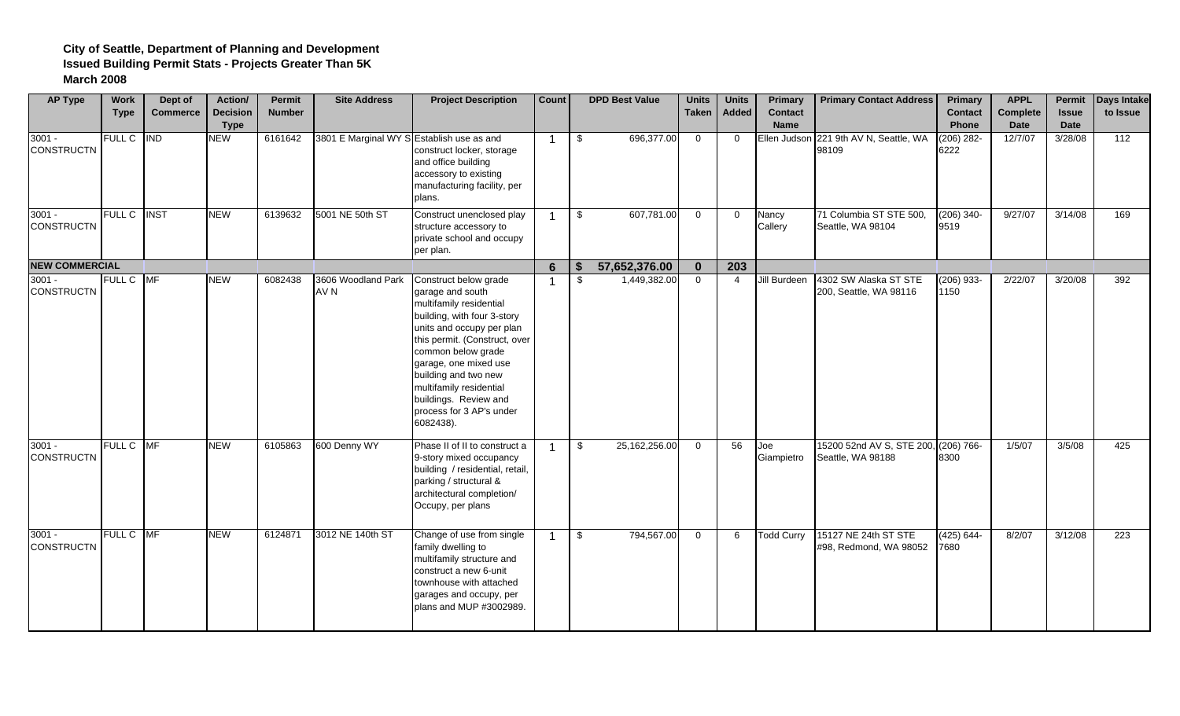**City of Seattle, Department of Planning and Development**
**Issued Building Permit Stats - Projects Greater Than 5K**
**March 2008**

| AP Type | Work Type | Dept of Commerce | Action/ Decision Type | Permit Number | Site Address | Project Description | Count | DPD Best Value | Units Taken | Units Added | Primary Contact Name | Primary Contact Address | Primary Contact Phone | APPL Complete Date | Permit Issue Date | Days Intake to Issue |
|---|---|---|---|---|---|---|---|---|---|---|---|---|---|---|---|---|
| 3001 - CONSTRUCTN | FULL C | IND | NEW | 6161642 | 3801 E Marginal WY S | Establish use as and construct locker, storage and office building accessory to existing manufacturing facility, per plans. | 1 | $ 696,377.00 | 0 | 0 | Ellen Judson | 221 9th AV N, Seattle, WA 98109 | (206) 282-6222 | 12/7/07 | 3/28/08 | 112 |
| 3001 - CONSTRUCTN | FULL C | INST | NEW | 6139632 | 5001 NE 50th ST | Construct unenclosed play structure accessory to private school and occupy per plan. | 1 | $ 607,781.00 | 0 | 0 | Nancy Callery | 71 Columbia ST STE 500, Seattle, WA 98104 | (206) 340-9519 | 9/27/07 | 3/14/08 | 169 |
| **NEW COMMERCIAL** | | | | | | | **6** | **$ 57,652,376.00** | **0** | **203** | | | | | | |
| 3001 - CONSTRUCTN | FULL C | MF | NEW | 6082438 | 3606 Woodland Park AV N | Construct below grade garage and south multifamily residential building, with four 3-story units and occupy per plan this permit. (Construct, over common below grade garage, one mixed use building and two new multifamily residential buildings. Review and process for 3 AP's under 6082438). | 1 | $ 1,449,382.00 | 0 | 4 | Jill Burdeen | 4302 SW Alaska ST STE 200, Seattle, WA 98116 | (206) 933-1150 | 2/22/07 | 3/20/08 | 392 |
| 3001 - CONSTRUCTN | FULL C | MF | NEW | 6105863 | 600 Denny WY | Phase II of II to construct a 9-story mixed occupancy building / residential, retail, parking / structural & architectural completion/ Occupy, per plans | 1 | $ 25,162,256.00 | 0 | 56 | Joe Giampietro | 15200 52nd AV S, STE 200, Seattle, WA 98188 | (206) 766-8300 | 1/5/07 | 3/5/08 | 425 |
| 3001 - CONSTRUCTN | FULL C | MF | NEW | 6124871 | 3012 NE 140th ST | Change of use from single family dwelling to multifamily structure and construct a new 6-unit townhouse with attached garages and occupy, per plans and MUP #3002989. | 1 | $ 794,567.00 | 0 | 6 | Todd Curry | 15127 NE 24th ST STE #98, Redmond, WA 98052 | (425) 644-7680 | 8/2/07 | 3/12/08 | 223 |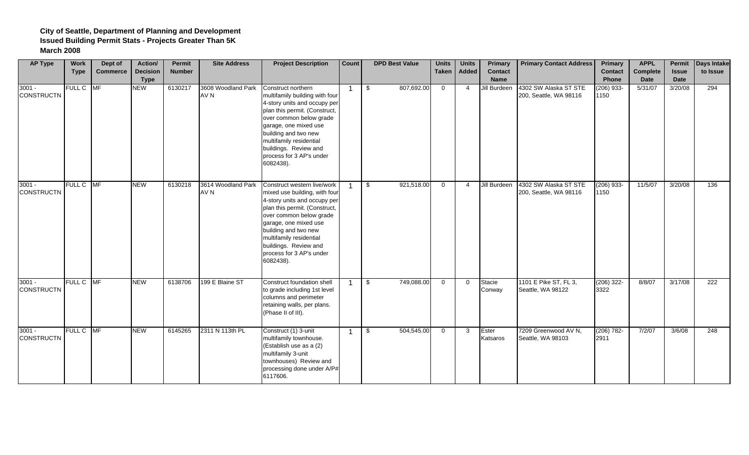**City of Seattle, Department of Planning and Development**
**Issued Building Permit Stats - Projects Greater Than 5K**
**March 2008**

| AP Type | Work Type | Dept of Commerce | Action/ Decision Type | Permit Number | Site Address | Project Description | Count | DPD Best Value | Units Taken | Units Added | Primary Contact Name | Primary Contact Address | Primary Contact Phone | APPL Complete Date | Permit Issue Date | Days Intake to Issue |
|---|---|---|---|---|---|---|---|---|---|---|---|---|---|---|---|---|
| 3001 - CONSTRUCTN | FULL C | MF | NEW | 6130217 | 3608 Woodland Park AV N | Construct northern multifamily building with four 4-story units and occupy per plan this permit. (Construct, over common below grade garage, one mixed use building and two new multifamily residential buildings. Review and process for 3 AP's under 6082438). | 1 | $ 807,692.00 | 0 | 4 | Jill Burdeen | 4302 SW Alaska ST STE 200, Seattle, WA 98116 | (206) 933-1150 | 5/31/07 | 3/20/08 | 294 |
| 3001 - CONSTRUCTN | FULL C | MF | NEW | 6130218 | 3614 Woodland Park AV N | Construct western live/work mixed use building, with four 4-story units and occupy per plan this permit. (Construct, over common below grade garage, one mixed use building and two new multifamily residential buildings. Review and process for 3 AP's under 6082438). | 1 | $ 921,518.00 | 0 | 4 | Jill Burdeen | 4302 SW Alaska ST STE 200, Seattle, WA 98116 | (206) 933-1150 | 11/5/07 | 3/20/08 | 136 |
| 3001 - CONSTRUCTN | FULL C | MF | NEW | 6138706 | 199 E Blaine ST | Construct foundation shell to grade including 1st level columns and perimeter retaining walls, per plans. (Phase II of III). | 1 | $ 749,088.00 | 0 | 0 | Stacie Conway | 1101 E Pike ST, FL 3, Seattle, WA 98122 | (206) 322-3322 | 8/8/07 | 3/17/08 | 222 |
| 3001 - CONSTRUCTN | FULL C | MF | NEW | 6145265 | 2311 N 113th PL | Construct (1) 3-unit multifamily townhouse. (Establish use as a (2) multifamily 3-unit townhouses) Review and processing done under A/P# 6117606. | 1 | $ 504,545.00 | 0 | 3 | Ester Katsaros | 7209 Greenwood AV N, Seattle, WA 98103 | (206) 782-2911 | 7/2/07 | 3/6/08 | 248 |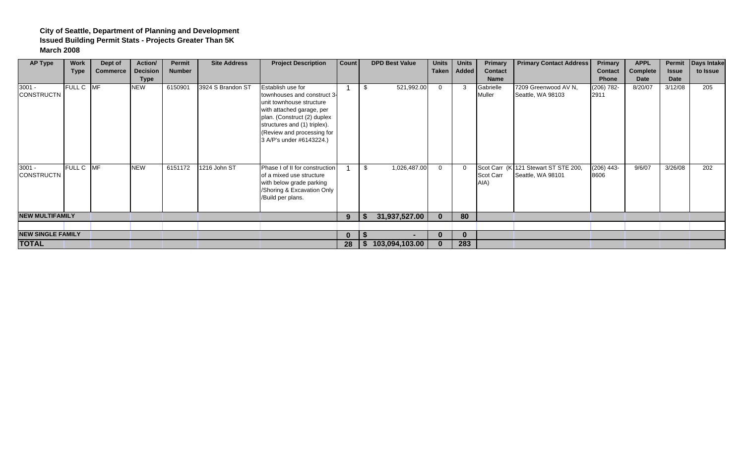**City of Seattle, Department of Planning and Development**
**Issued Building Permit Stats - Projects Greater Than 5K**
**March 2008**

| AP Type | Work Type | Dept of Commerce | Action/ Decision Type | Permit Number | Site Address | Project Description | Count | DPD Best Value | Units Taken | Units Added | Primary Contact Name | Primary Contact Address | Primary Contact Phone | APPL Complete Date | Permit Issue Date | Days Intake to Issue |
|---|---|---|---|---|---|---|---|---|---|---|---|---|---|---|---|---|
| 3001 - CONSTRUCTN | FULL C | MF | NEW | 6150901 | 3924 S Brandon ST | Establish use for townhouses and construct 3-unit townhouse structure with attached garage, per plan. (Construct (2) duplex structures and (1) triplex). (Review and processing for 3 A/P's under #6143224.) | 1 | $ 521,992.00 | 0 | 3 | Gabrielle Muller | 7209 Greenwood AV N, Seattle, WA 98103 | (206) 782-2911 | 8/20/07 | 3/12/08 | 205 |
| 3001 - CONSTRUCTN | FULL C | MF | NEW | 6151172 | 1216 John ST | Phase I of II for construction of a mixed use structure with below grade parking /Shoring & Excavation Only /Build per plans. | 1 | $ 1,026,487.00 | 0 | 0 | Scot Carr (K Scot Carr AIA) | 121 Stewart ST STE 200, Seattle, WA 98101 | (206) 443-8606 | 9/6/07 | 3/26/08 | 202 |
| **NEW MULTIFAMILY** | | | | | | | **9** | **$ 31,937,527.00** | **0** | **80** | | | | | | |
| **NEW SINGLE FAMILY** | | | | | | | **0** | **$ -** | **0** | **0** | | | | | | |
| **TOTAL** | | | | | | | **28** | **$ 103,094,103.00** | **0** | **283** | | | | | | |